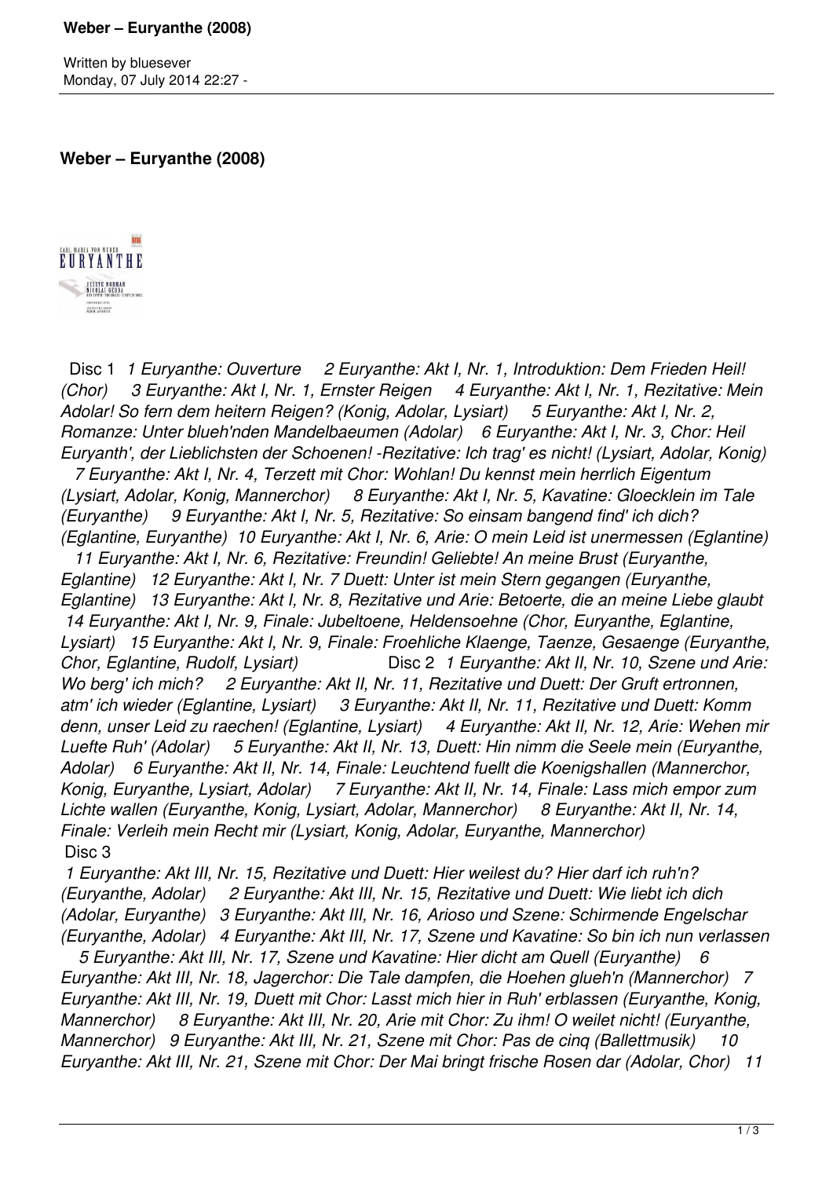**Weber – Euryanthe (2008)**

Disc 1 *1 Euryanthe: Ouverture 2 Euryanthe: Akt I, Nr. 1, Introduktion: Dem Frieden Heil! (Chor) 3 Euryanthe: Akt I, Nr. 1, Ernster Reigen 4 Euryanthe: Akt I, Nr. 1, Rezitative: Mein Adolar! So fern dem heitern Reigen? (Konig, Adolar, Lysiart) 5 Euryanthe: Akt I, Nr. 2, Romanze: Unter blueh'nden Mandelbaeumen (Adolar) 6 Euryanthe: Akt I, Nr. 3, Chor: Heil Euryanth', der Lieblichsten der Schoenen! -Rezitative: Ich trag' es nicht! (Lysiart, Adolar, Konig) 7 Euryanthe: Akt I, Nr. 4, Terzett mit Chor: Wohlan! Du kennst mein herrlich Eigentum (Lysiart, Adolar, Konig, Mannerchor) 8 Euryanthe: Akt I, Nr. 5, Kavatine: Gloecklein im Tale (Euryanthe) 9 Euryanthe: Akt I, Nr. 5, Rezitative: So einsam bangend find' ich dich? (Eglantine, Euryanthe) 10 Euryanthe: Akt I, Nr. 6, Arie: O mein Leid ist unermessen (Eglantine) 11 Euryanthe: Akt I, Nr. 6, Rezitative: Freundin! Geliebte! An meine Brust (Euryanthe, Eglantine) 12 Euryanthe: Akt I, Nr. 7 Duett: Unter ist mein Stern gegangen (Euryanthe, Eglantine) 13 Euryanthe: Akt I, Nr. 8, Rezitative und Arie: Betoerte, die an meine Liebe glaubt 14 Euryanthe: Akt I, Nr. 9, Finale: Jubeltoene, Heldensoehne (Chor, Euryanthe, Eglantine, Lysiart) 15 Euryanthe: Akt I, Nr. 9, Finale: Froehliche Klaenge, Taenze, Gesaenge (Euryanthe, Chor, Eglantine, Rudolf, Lysiart)* Disc 2 *1 Euryanthe: Akt II, Nr. 10, Szene und Arie: Wo berg' ich mich? 2 Euryanthe: Akt II, Nr. 11, Rezitative und Duett: Der Gruft ertronnen, atm' ich wieder (Eglantine, Lysiart) 3 Euryanthe: Akt II, Nr. 11, Rezitative und Duett: Komm denn, unser Leid zu raechen! (Eglantine, Lysiart) 4 Euryanthe: Akt II, Nr. 12, Arie: Wehen mir Luefte Ruh' (Adolar) 5 Euryanthe: Akt II, Nr. 13, Duett: Hin nimm die Seele mein (Euryanthe, Adolar) 6 Euryanthe: Akt II, Nr. 14, Finale: Leuchtend fuellt die Koenigshallen (Mannerchor, Konig, Euryanthe, Lysiart, Adolar) 7 Euryanthe: Akt II, Nr. 14, Finale: Lass mich empor zum Lichte wallen (Euryanthe, Konig, Lysiart, Adolar, Mannerchor) 8 Euryanthe: Akt II, Nr. 14, Finale: Verleih mein Recht mir (Lysiart, Konig, Adolar, Euryanthe, Mannerchor)*

Disc 3

*1 Euryanthe: Akt III, Nr. 15, Rezitative und Duett: Hier weilest du? Hier darf ich ruh'n? (Euryanthe, Adolar) 2 Euryanthe: Akt III, Nr. 15, Rezitative und Duett: Wie liebt ich dich (Adolar, Euryanthe) 3 Euryanthe: Akt III, Nr. 16, Arioso und Szene: Schirmende Engelschar (Euryanthe, Adolar) 4 Euryanthe: Akt III, Nr. 17, Szene und Kavatine: So bin ich nun verlassen 5 Euryanthe: Akt III, Nr. 17, Szene und Kavatine: Hier dicht am Quell (Euryanthe) 6 Euryanthe: Akt III, Nr. 18, Jagerchor: Die Tale dampfen, die Hoehen glueh'n (Mannerchor) 7 Euryanthe: Akt III, Nr. 19, Duett mit Chor: Lasst mich hier in Ruh' erblassen (Euryanthe, Konig, Mannerchor) 8 Euryanthe: Akt III, Nr. 20, Arie mit Chor: Zu ihm! O weilet nicht! (Euryanthe, Mannerchor) 9 Euryanthe: Akt III, Nr. 21, Szene mit Chor: Pas de cinq (Ballettmusik) 10 Euryanthe: Akt III, Nr. 21, Szene mit Chor: Der Mai bringt frische Rosen dar (Adolar, Chor) 11*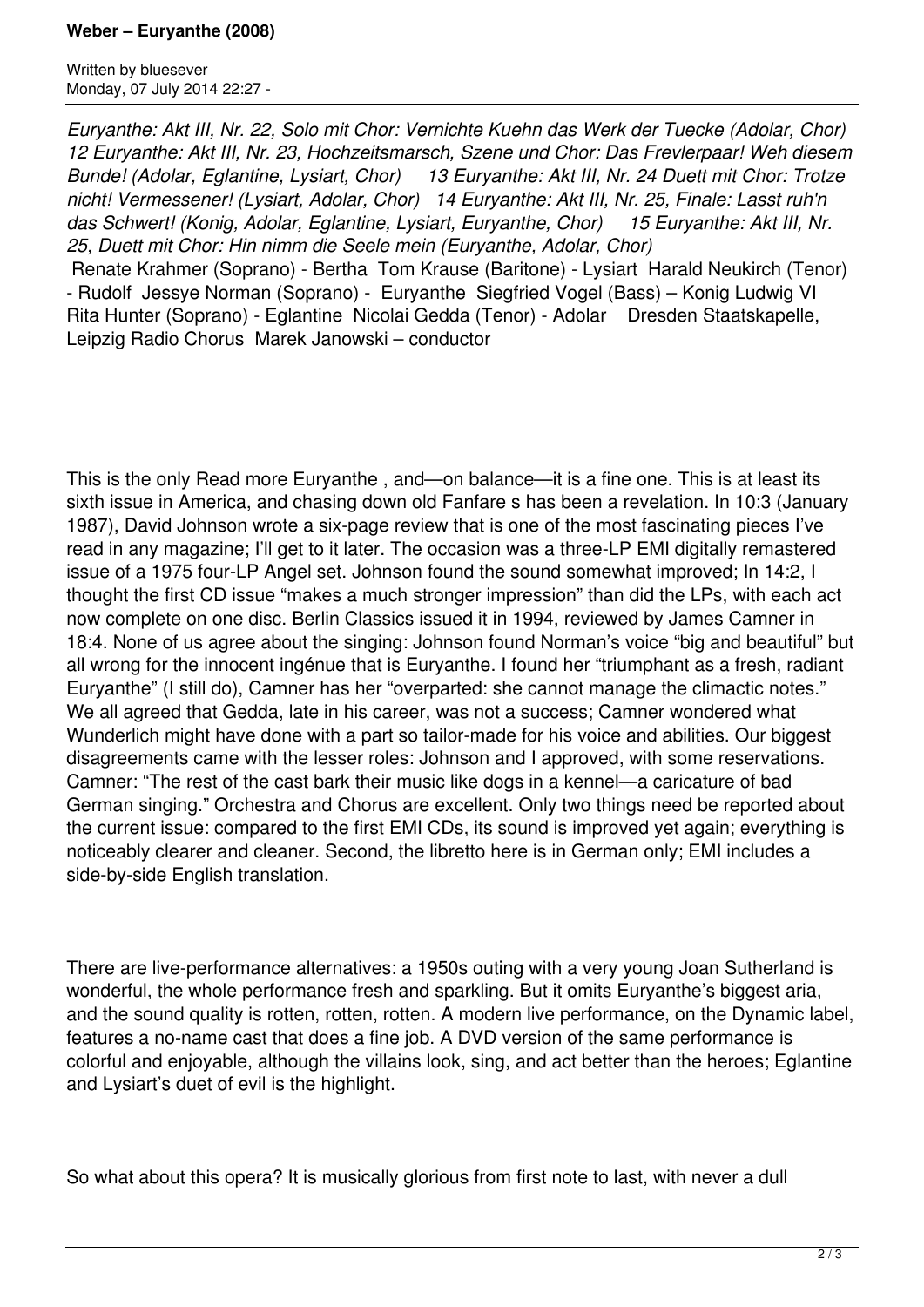*Euryanthe: Akt III, Nr. 22, Solo mit Chor: Vernichte Kuehn das Werk der Tuecke (Adolar, Chor) 12 Euryanthe: Akt III, Nr. 23, Hochzeitsmarsch, Szene und Chor: Das Frevlerpaar! Weh diesem Bunde! (Adolar, Eglantine, Lysiart, Chor) 13 Euryanthe: Akt III, Nr. 24 Duett mit Chor: Trotze nicht! Vermessener! (Lysiart, Adolar, Chor) 14 Euryanthe: Akt III, Nr. 25, Finale: Lasst ruh'n das Schwert! (Konig, Adolar, Eglantine, Lysiart, Euryanthe, Chor) 15 Euryanthe: Akt III, Nr. 25, Duett mit Chor: Hin nimm die Seele mein (Euryanthe, Adolar, Chor)*

Renate Krahmer (Soprano) - Bertha Tom Krause (Baritone) - Lysiart Harald Neukirch (Tenor) - Rudolf Jessye Norman (Soprano) - Euryanthe Siegfried Vogel (Bass) – Konig Ludwig VI Rita Hunter (Soprano) - Eglantine Nicolai Gedda (Tenor) - Adolar Dresden Staatskapelle, Leipzig Radio Chorus Marek Janowski – conductor

This is the only Read more Euryanthe , and—on balance—it is a fine one. This is at least its sixth issue in America, and chasing down old Fanfare s has been a revelation. In 10:3 (January 1987), David Johnson wrote a six-page review that is one of the most fascinating pieces I've read in any magazine; I'll get to it later. The occasion was a three-LP EMI digitally remastered issue of a 1975 four-LP Angel set. Johnson found the sound somewhat improved; In 14:2, I thought the first CD issue "makes a much stronger impression" than did the LPs, with each act now complete on one disc. Berlin Classics issued it in 1994, reviewed by James Camner in 18:4. None of us agree about the singing: Johnson found Norman's voice "big and beautiful" but all wrong for the innocent ingénue that is Euryanthe. I found her "triumphant as a fresh, radiant Euryanthe" (I still do), Camner has her "overparted: she cannot manage the climactic notes." We all agreed that Gedda, late in his career, was not a success; Camner wondered what Wunderlich might have done with a part so tailor-made for his voice and abilities. Our biggest disagreements came with the lesser roles: Johnson and I approved, with some reservations. Camner: "The rest of the cast bark their music like dogs in a kennel—a caricature of bad German singing." Orchestra and Chorus are excellent. Only two things need be reported about the current issue: compared to the first EMI CDs, its sound is improved yet again; everything is noticeably clearer and cleaner. Second, the libretto here is in German only; EMI includes a side-by-side English translation.

There are live-performance alternatives: a 1950s outing with a very young Joan Sutherland is wonderful, the whole performance fresh and sparkling. But it omits Euryanthe's biggest aria, and the sound quality is rotten, rotten, rotten. A modern live performance, on the Dynamic label, features a no-name cast that does a fine job. A DVD version of the same performance is colorful and enjoyable, although the villains look, sing, and act better than the heroes; Eglantine and Lysiart's duet of evil is the highlight.

So what about this opera? It is musically glorious from first note to last, with never a dull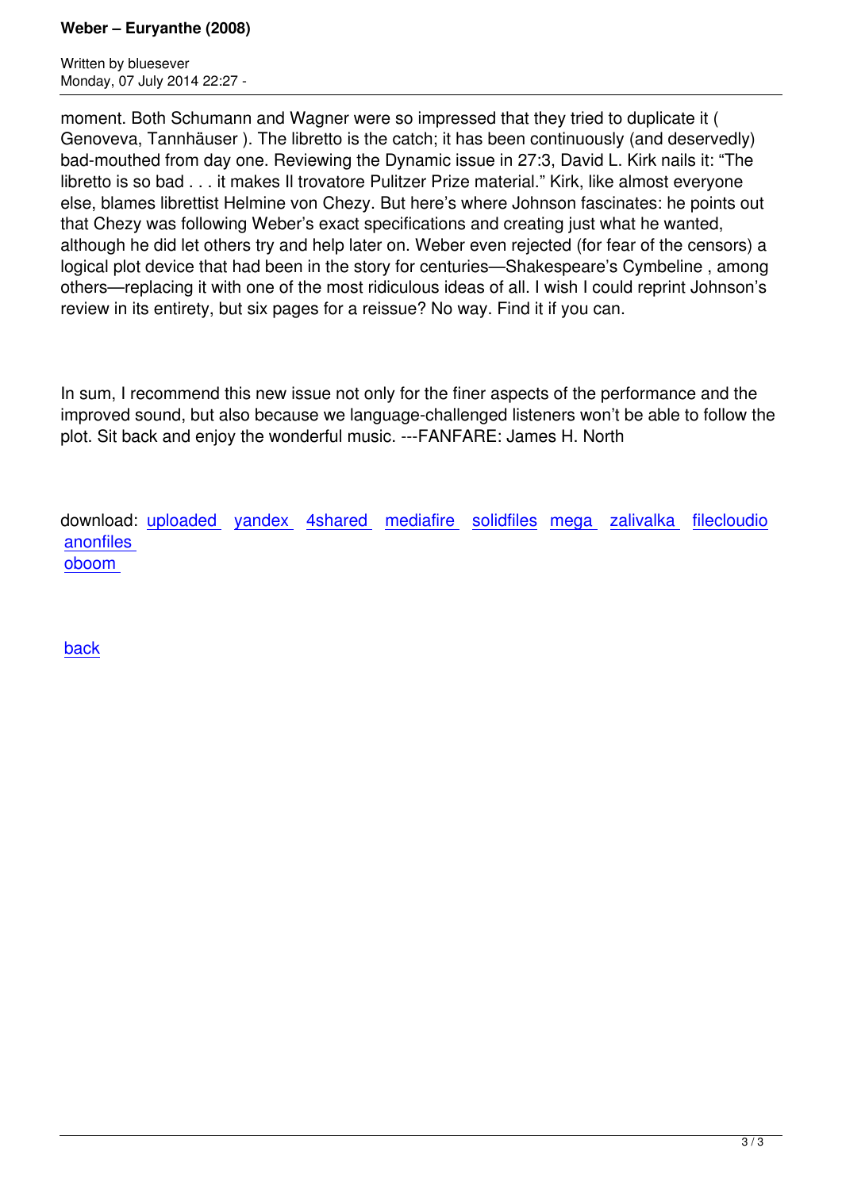moment. Both Schumann and Wagner were so impressed that they tried to duplicate it ( Genoveva, Tannhäuser ). The libretto is the catch; it has been continuously (and deservedly) bad-mouthed from day one. Reviewing the Dynamic issue in 27:3, David L. Kirk nails it: "The libretto is so bad . . . it makes Il trovatore Pulitzer Prize material." Kirk, like almost everyone else, blames librettist Helmine von Chezy. But here's where Johnson fascinates: he points out that Chezy was following Weber's exact specifications and creating just what he wanted, although he did let others try and help later on. Weber even rejected (for fear of the censors) a logical plot device that had been in the story for centuries—Shakespeare's Cymbeline , among others—replacing it with one of the most ridiculous ideas of all. I wish I could reprint Johnson's review in its entirety, but six pages for a reissue? No way. Find it if you can.

In sum, I recommend this new issue not only for the finer aspects of the performance and the improved sound, but also because we language-challenged listeners won't be able to follow the plot. Sit back and enjoy the wonderful music. ---FANFARE: James H. North

download: uploaded yandex 4shared mediafire solidfiles mega zalivalka filecloudio anonfiles oboom

back